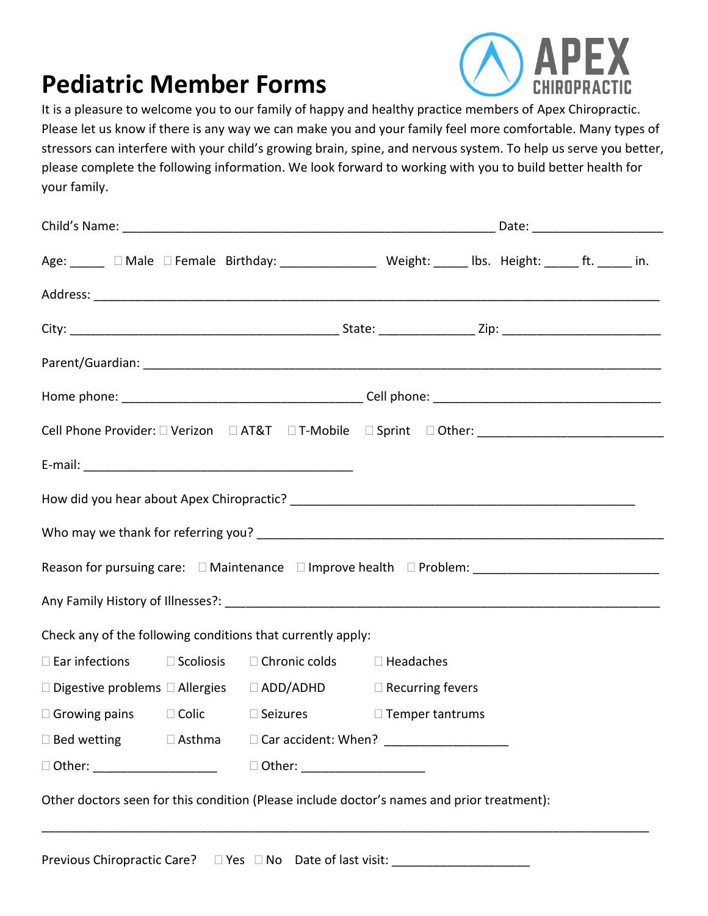# Pediatric Member Forms

APEX CHIROPRACTIC

It is a pleasure to welcome you to our family of happy and healthy practice members of Apex Chiropractic. Please let us know if there is any way we can make you and your family feel more comfortable. Many types of stressors can interfere with your child's growing brain, spine, and nervous system. To help us serve you better, please complete the following information. We look forward to working with you to build better health for your family.

Child's Name: ________________________________________________ Date: _______________

Age: _____ ☐ Male ☐ Female Birthday: _____________ Weight: _____ lbs. Height: _____ ft. _____ in.

Address: ________________________________________________________________________

City: ___________________________________ State: _____________ Zip: ____________________

Parent/Guardian: _________________________________________________________________

Home phone: _______________________________ Cell phone: _____________________________

Cell Phone Provider: ☐ Verizon ☐ AT&T ☐ T-Mobile ☐ Sprint ☐ Other: ________________________

E-mail: _______________________________________

How did you hear about Apex Chiropractic? _____________________________________________

Who may we thank for referring you? __________________________________________________

Reason for pursuing care: ☐ Maintenance ☐ Improve health ☐ Problem: ________________________

Any Family History of Illnesses?: ______________________________________________________

Check any of the following conditions that currently apply:

| | | | |
|---|---|---|---|
| ☐ Ear infections | ☐ Scoliosis | ☐ Chronic colds | ☐ Headaches |
| ☐ Digestive problems | ☐ Allergies | ☐ ADD/ADHD | ☐ Recurring fevers |
| ☐ Growing pains | ☐ Colic | ☐ Seizures | ☐ Temper tantrums |
| ☐ Bed wetting | ☐ Asthma | ☐ Car accident: When? _______________ | |
| ☐ Other: _______________ | | ☐ Other: _______________ | |

Other doctors seen for this condition (Please include doctor's names and prior treatment):

________________________________________________________________________________

Previous Chiropractic Care? ☐ Yes ☐ No Date of last visit: _________________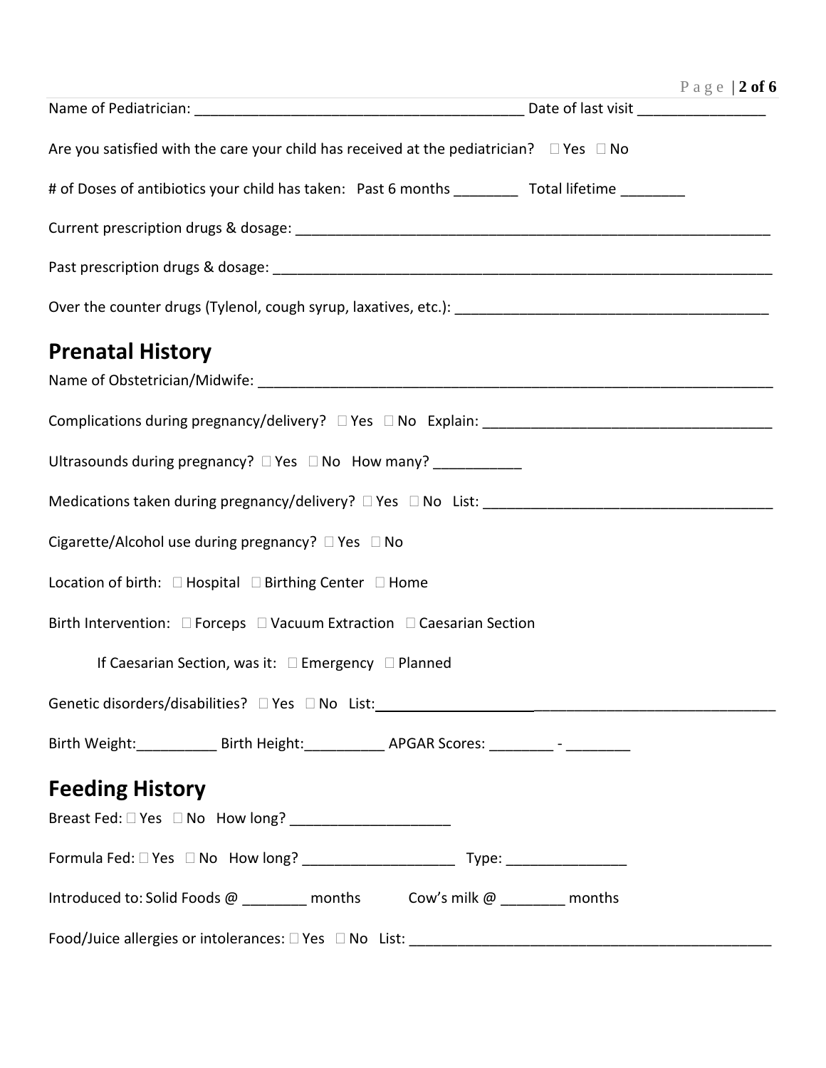Name of Pediatrician: ________________________________________ Date of last visit _______________

Are you satisfied with the care your child has received at the pediatrician? ☐ Yes ☐ No

# of Doses of antibiotics your child has taken: Past 6 months ________ Total lifetime ________

Current prescription drugs & dosage: ___________________________________________________________

Past prescription drugs & dosage: _____________________________________________________________

Over the counter drugs (Tylenol, cough syrup, laxatives, etc.): ______________________________________

## Prenatal History

Name of Obstetrician/Midwife: _________________________________________________________________

Complications during pregnancy/delivery? ☐ Yes ☐ No Explain: ___________________________________

Ultrasounds during pregnancy? ☐ Yes ☐ No How many? ___________

Medications taken during pregnancy/delivery? ☐ Yes ☐ No List: ___________________________________

Cigarette/Alcohol use during pregnancy? ☐ Yes ☐ No

Location of birth: ☐ Hospital ☐ Birthing Center ☐ Home

Birth Intervention: ☐ Forceps ☐ Vacuum Extraction ☐ Caesarian Section

If Caesarian Section, was it: ☐ Emergency ☐ Planned

Genetic disorders/disabilities? ☐ Yes ☐ No List: ____________________________________________________

Birth Weight:__________ Birth Height:__________ APGAR Scores: ________ - ________

## Feeding History

Breast Fed: ☐ Yes ☐ No How long? ___________________

Formula Fed: ☐ Yes ☐ No How long? ___________________ Type: _______________

Introduced to: Solid Foods @ ________ months Cow's milk @ ________ months

Food/Juice allergies or intolerances: ☐ Yes ☐ No List: _____________________________________________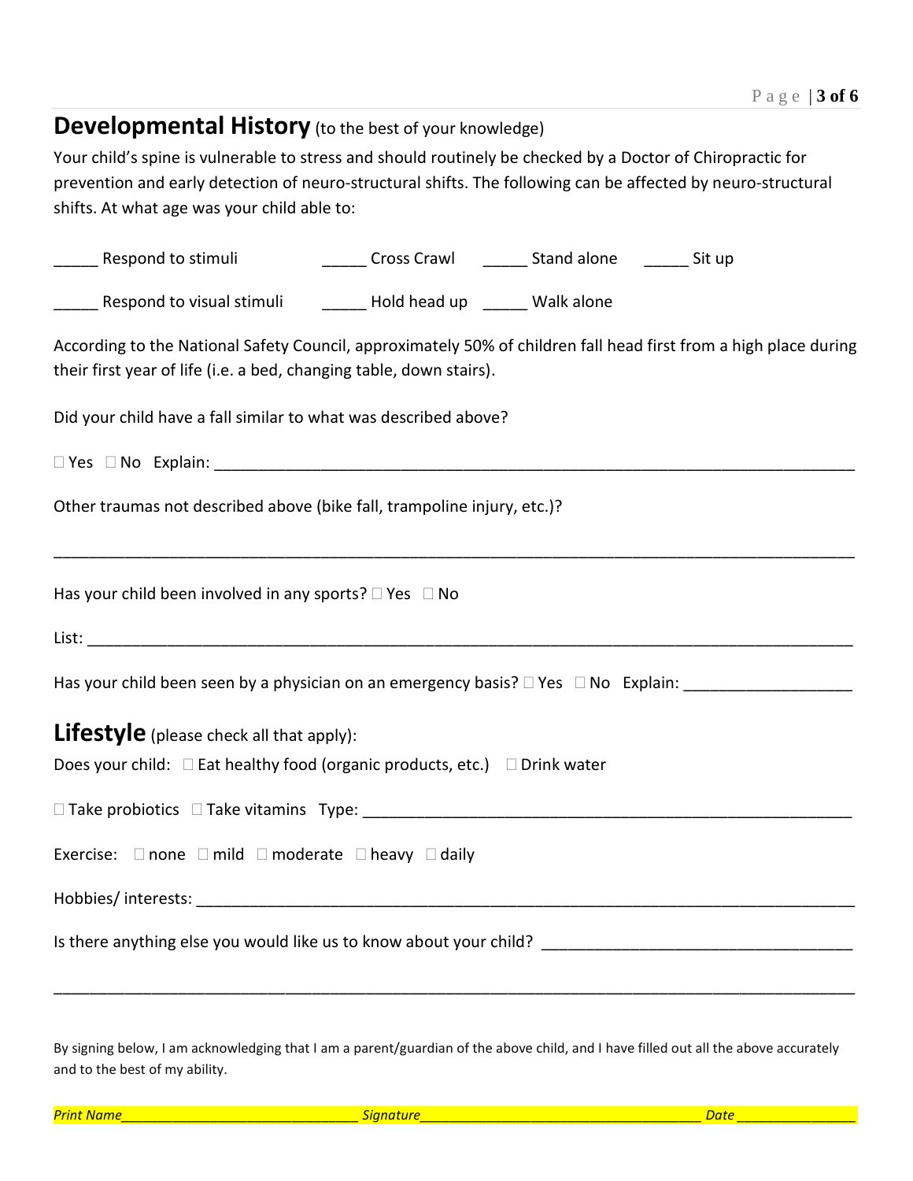## **Developmental History** (to the best of your knowledge)

Your child's spine is vulnerable to stress and should routinely be checked by a Doctor of Chiropractic for prevention and early detection of neuro-structural shifts. The following can be affected by neuro-structural shifts. At what age was your child able to:

_____ Respond to stimuli  _____ Cross Crawl  _____ Stand alone  _____ Sit up

_____ Respond to visual stimuli  _____ Hold head up  _____ Walk alone

According to the National Safety Council, approximately 50% of children fall head first from a high place during their first year of life (i.e. a bed, changing table, down stairs).

Did your child have a fall similar to what was described above?

☐ Yes ☐ No Explain: ___________________________________________________________________________

Other traumas not described above (bike fall, trampoline injury, etc.)?

_______________________________________________________________________________________

Has your child been involved in any sports? ☐ Yes ☐ No

List: __________________________________________________________________________________

Has your child been seen by a physician on an emergency basis? ☐ Yes ☐ No Explain: __________________

## **Lifestyle** (please check all that apply):

Does your child: ☐ Eat healthy food (organic products, etc.) ☐ Drink water

☐ Take probiotics ☐ Take vitamins Type: _______________________________________________________

Exercise: ☐ none ☐ mild ☐ moderate ☐ heavy ☐ daily

Hobbies/ interests: ______________________________________________________________________

Is there anything else you would like us to know about your child? ___________________________________

_______________________________________________________________________________________

By signing below, I am acknowledging that I am a parent/guardian of the above child, and I have filled out all the above accurately and to the best of my ability.

*Print Name________________________________ Signature_____________________________________ Date ________________*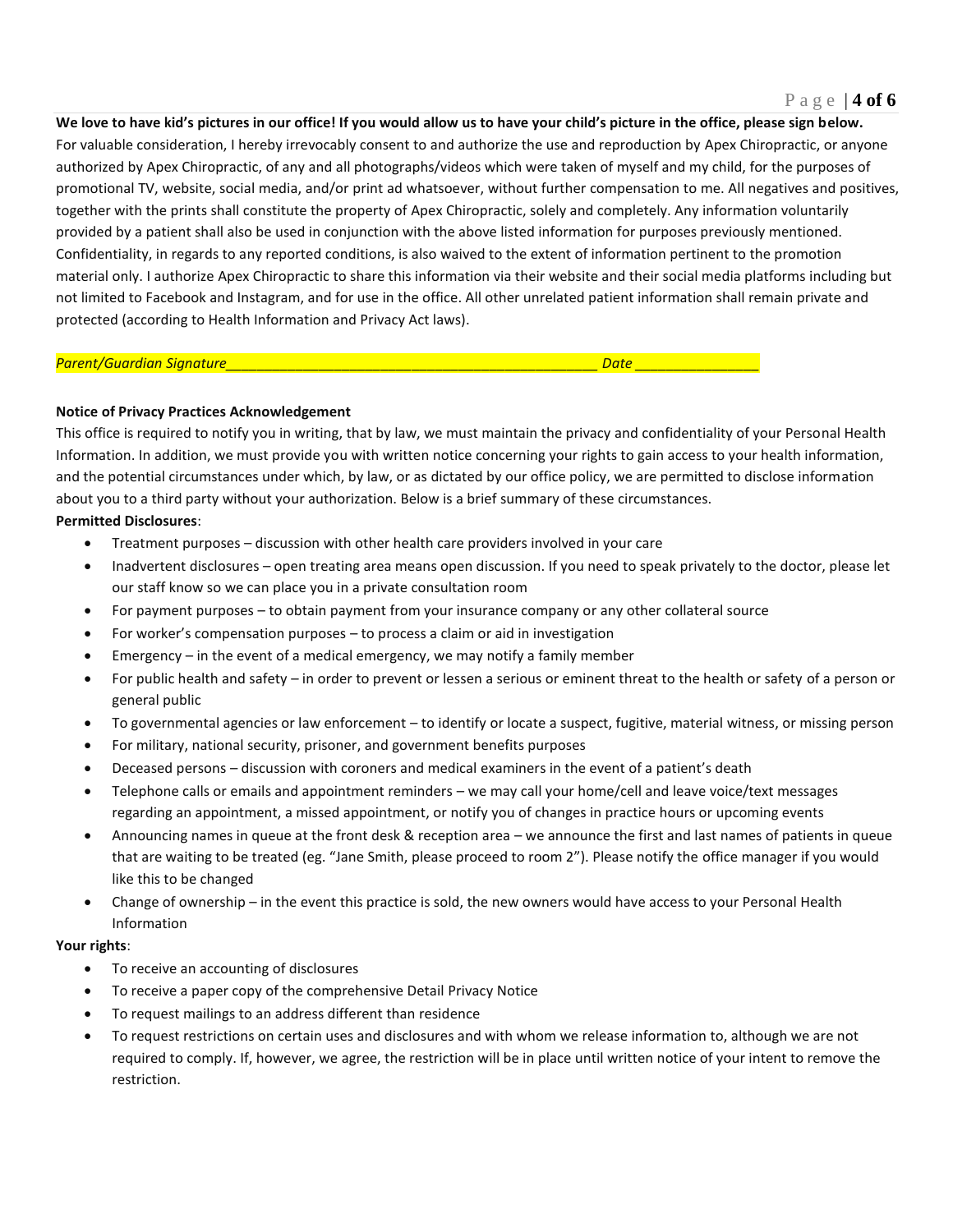**We love to have kid's pictures in our office! If you would allow us to have your child's picture in the office, please sign below.**
For valuable consideration, I hereby irrevocably consent to and authorize the use and reproduction by Apex Chiropractic, or anyone authorized by Apex Chiropractic, of any and all photographs/videos which were taken of myself and my child, for the purposes of promotional TV, website, social media, and/or print ad whatsoever, without further compensation to me. All negatives and positives, together with the prints shall constitute the property of Apex Chiropractic, solely and completely. Any information voluntarily provided by a patient shall also be used in conjunction with the above listed information for purposes previously mentioned. Confidentiality, in regards to any reported conditions, is also waived to the extent of information pertinent to the promotion material only. I authorize Apex Chiropractic to share this information via their website and their social media platforms including but not limited to Facebook and Instagram, and for use in the office. All other unrelated patient information shall remain private and protected (according to Health Information and Privacy Act laws).

*Parent/Guardian Signature_______________________________________________ Date ________________*

**Notice of Privacy Practices Acknowledgement**
This office is required to notify you in writing, that by law, we must maintain the privacy and confidentiality of your Personal Health Information. In addition, we must provide you with written notice concerning your rights to gain access to your health information, and the potential circumstances under which, by law, or as dictated by our office policy, we are permitted to disclose information about you to a third party without your authorization. Below is a brief summary of these circumstances.

**Permitted Disclosures**:

- Treatment purposes – discussion with other health care providers involved in your care
- Inadvertent disclosures – open treating area means open discussion. If you need to speak privately to the doctor, please let our staff know so we can place you in a private consultation room
- For payment purposes – to obtain payment from your insurance company or any other collateral source
- For worker's compensation purposes – to process a claim or aid in investigation
- Emergency – in the event of a medical emergency, we may notify a family member
- For public health and safety – in order to prevent or lessen a serious or eminent threat to the health or safety of a person or general public
- To governmental agencies or law enforcement – to identify or locate a suspect, fugitive, material witness, or missing person
- For military, national security, prisoner, and government benefits purposes
- Deceased persons – discussion with coroners and medical examiners in the event of a patient's death
- Telephone calls or emails and appointment reminders – we may call your home/cell and leave voice/text messages regarding an appointment, a missed appointment, or notify you of changes in practice hours or upcoming events
- Announcing names in queue at the front desk & reception area – we announce the first and last names of patients in queue that are waiting to be treated (eg. "Jane Smith, please proceed to room 2"). Please notify the office manager if you would like this to be changed
- Change of ownership – in the event this practice is sold, the new owners would have access to your Personal Health Information

**Your rights**:

- To receive an accounting of disclosures
- To receive a paper copy of the comprehensive Detail Privacy Notice
- To request mailings to an address different than residence
- To request restrictions on certain uses and disclosures and with whom we release information to, although we are not required to comply. If, however, we agree, the restriction will be in place until written notice of your intent to remove the restriction.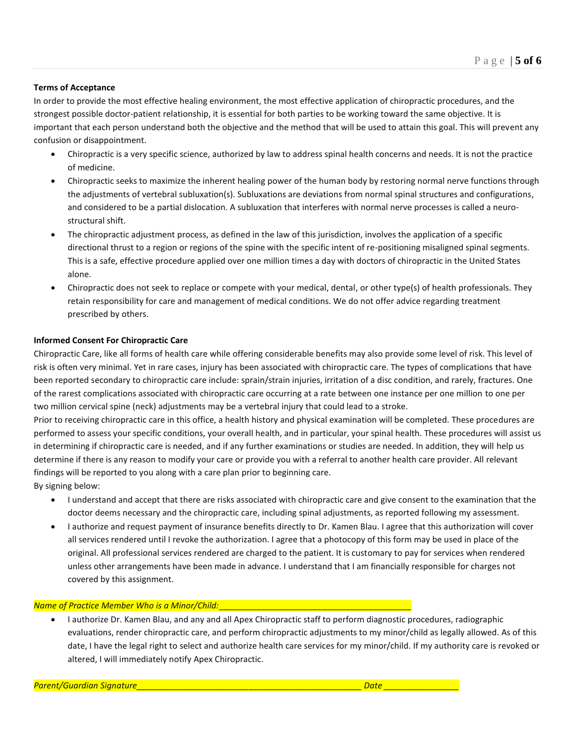**Terms of Acceptance**

In order to provide the most effective healing environment, the most effective application of chiropractic procedures, and the strongest possible doctor-patient relationship, it is essential for both parties to be working toward the same objective. It is important that each person understand both the objective and the method that will be used to attain this goal. This will prevent any confusion or disappointment.

- Chiropractic is a very specific science, authorized by law to address spinal health concerns and needs. It is not the practice of medicine.
- Chiropractic seeks to maximize the inherent healing power of the human body by restoring normal nerve functions through the adjustments of vertebral subluxation(s). Subluxations are deviations from normal spinal structures and configurations, and considered to be a partial dislocation. A subluxation that interferes with normal nerve processes is called a neuro-structural shift.
- The chiropractic adjustment process, as defined in the law of this jurisdiction, involves the application of a specific directional thrust to a region or regions of the spine with the specific intent of re-positioning misaligned spinal segments. This is a safe, effective procedure applied over one million times a day with doctors of chiropractic in the United States alone.
- Chiropractic does not seek to replace or compete with your medical, dental, or other type(s) of health professionals. They retain responsibility for care and management of medical conditions. We do not offer advice regarding treatment prescribed by others.

**Informed Consent For Chiropractic Care**

Chiropractic Care, like all forms of health care while offering considerable benefits may also provide some level of risk. This level of risk is often very minimal. Yet in rare cases, injury has been associated with chiropractic care. The types of complications that have been reported secondary to chiropractic care include: sprain/strain injuries, irritation of a disc condition, and rarely, fractures. One of the rarest complications associated with chiropractic care occurring at a rate between one instance per one million to one per two million cervical spine (neck) adjustments may be a vertebral injury that could lead to a stroke.

Prior to receiving chiropractic care in this office, a health history and physical examination will be completed. These procedures are performed to assess your specific conditions, your overall health, and in particular, your spinal health. These procedures will assist us in determining if chiropractic care is needed, and if any further examinations or studies are needed. In addition, they will help us determine if there is any reason to modify your care or provide you with a referral to another health care provider. All relevant findings will be reported to you along with a care plan prior to beginning care.

By signing below:

- I understand and accept that there are risks associated with chiropractic care and give consent to the examination that the doctor deems necessary and the chiropractic care, including spinal adjustments, as reported following my assessment.
- I authorize and request payment of insurance benefits directly to Dr. Kamen Blau. I agree that this authorization will cover all services rendered until I revoke the authorization. I agree that a photocopy of this form may be used in place of the original. All professional services rendered are charged to the patient. It is customary to pay for services when rendered unless other arrangements have been made in advance. I understand that I am financially responsible for charges not covered by this assignment.

*Name of Practice Member Who is a Minor/Child:*________________________________________

- I authorize Dr. Kamen Blau, and any and all Apex Chiropractic staff to perform diagnostic procedures, radiographic evaluations, render chiropractic care, and perform chiropractic adjustments to my minor/child as legally allowed. As of this date, I have the legal right to select and authorize health care services for my minor/child. If my authority care is revoked or altered, I will immediately notify Apex Chiropractic.

*Parent/Guardian Signature*_______________________________________________ *Date* ________________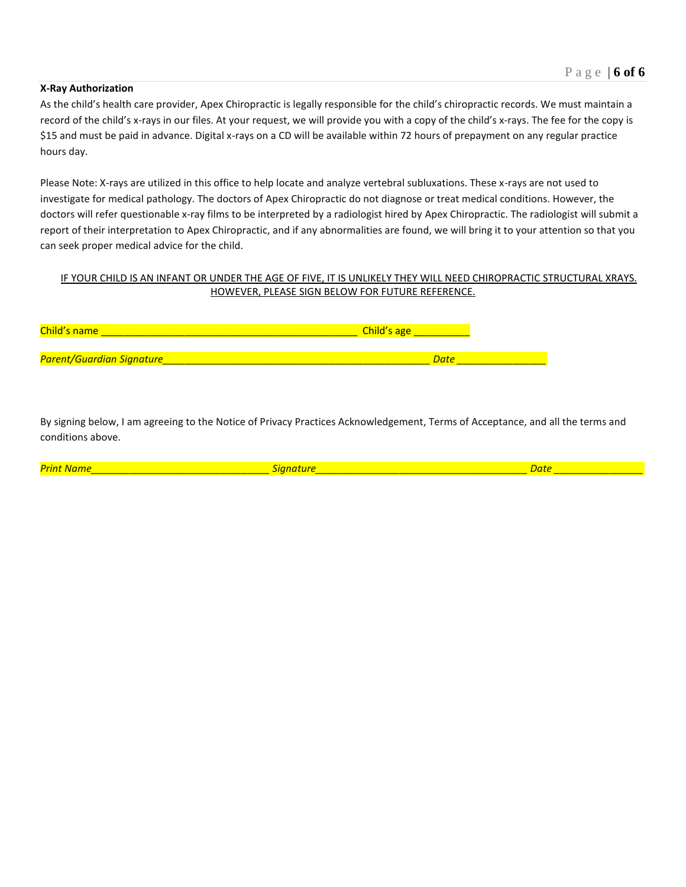**X-Ray Authorization**

As the child's health care provider, Apex Chiropractic is legally responsible for the child's chiropractic records. We must maintain a record of the child's x-rays in our files. At your request, we will provide you with a copy of the child's x-rays. The fee for the copy is $15 and must be paid in advance. Digital x-rays on a CD will be available within 72 hours of prepayment on any regular practice hours day.

Please Note: X-rays are utilized in this office to help locate and analyze vertebral subluxations. These x-rays are not used to investigate for medical pathology. The doctors of Apex Chiropractic do not diagnose or treat medical conditions. However, the doctors will refer questionable x-ray films to be interpreted by a radiologist hired by Apex Chiropractic. The radiologist will submit a report of their interpretation to Apex Chiropractic, and if any abnormalities are found, we will bring it to your attention so that you can seek proper medical advice for the child.

<u>IF YOUR CHILD IS AN INFANT OR UNDER THE AGE OF FIVE, IT IS UNLIKELY THEY WILL NEED CHIROPRACTIC STRUCTURAL XRAYS. HOWEVER, PLEASE SIGN BELOW FOR FUTURE REFERENCE.</u>

Child's name ___________________________________________ Child's age _________

*Parent/Guardian Signature*_____________________________________________ *Date* _______________

By signing below, I am agreeing to the Notice of Privacy Practices Acknowledgement, Terms of Acceptance, and all the terms and conditions above.

*Print Name*_____________________________ *Signature*___________________________________ *Date* _______________